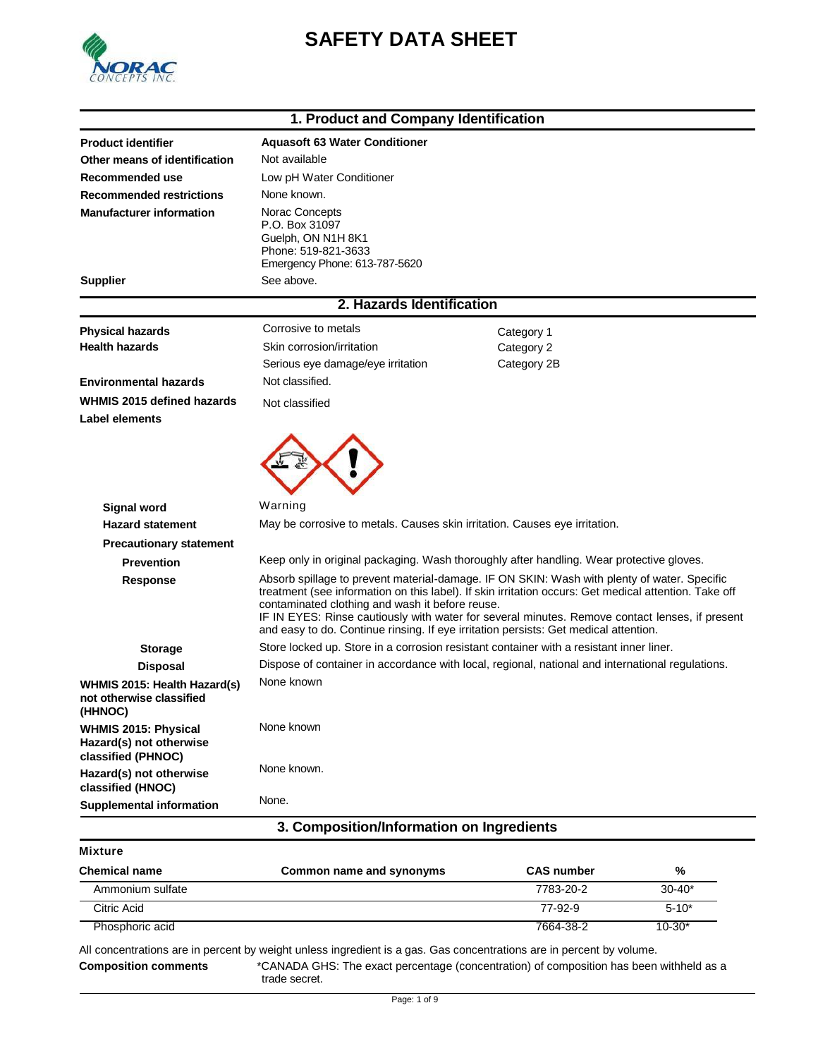# SAFETY DATA SHEET

## 1. Product and Company Identification

| | |
|---|---|
| **Product identifier** | **Aquasoft 63 Water Conditioner** |
| **Other means of identification** | Not available |
| **Recommended use** | Low pH Water Conditioner |
| **Recommended restrictions** | None known. |
| **Manufacturer information** | Norac Concepts<br>P.O. Box 31097<br>Guelph, ON N1H 8K1<br>Phone: 519-821-3633<br>Emergency Phone: 613-787-5620 |
| **Supplier** | See above. |

## 2. Hazards Identification

| | | |
|---|---|---|
| **Physical hazards** | Corrosive to metals | Category 1 |
| **Health hazards** | Skin corrosion/irritation | Category 2 |
| | Serious eye damage/eye irritation | Category 2B |
| **Environmental hazards** | Not classified. | |
| **WHMIS 2015 defined hazards** | Not classified | |

**Label elements**

**Signal word** Warning

**Hazard statement** May be corrosive to metals. Causes skin irritation. Causes eye irritation.

**Precautionary statement**

**Prevention** Keep only in original packaging. Wash thoroughly after handling. Wear protective gloves.

**Response** Absorb spillage to prevent material-damage. IF ON SKIN: Wash with plenty of water. Specific treatment (see information on this label). If skin irritation occurs: Get medical attention. Take off contaminated clothing and wash it before reuse.
IF IN EYES: Rinse cautiously with water for several minutes. Remove contact lenses, if present and easy to do. Continue rinsing. If eye irritation persists: Get medical attention.

**Storage** Store locked up. Store in a corrosion resistant container with a resistant inner liner.

**Disposal** Dispose of container in accordance with local, regional, national and international regulations.

**WHMIS 2015: Health Hazard(s) not otherwise classified (HHNOC)** None known

**WHMIS 2015: Physical Hazard(s) not otherwise classified (PHNOC)** None known

**Hazard(s) not otherwise classified (HNOC)** None known.

**Supplemental information** None.

## 3. Composition/Information on Ingredients

**Mixture**

| Chemical name | Common name and synonyms | CAS number | % |
|---|---|---|---|
| Ammonium sulfate | | 7783-20-2 | 30-40* |
| Citric Acid | | 77-92-9 | 5-10* |
| Phosphoric acid | | 7664-38-2 | 10-30* |

All concentrations are in percent by weight unless ingredient is a gas. Gas concentrations are in percent by volume.

**Composition comments** *CANADA GHS: The exact percentage (concentration) of composition has been withheld as a trade secret.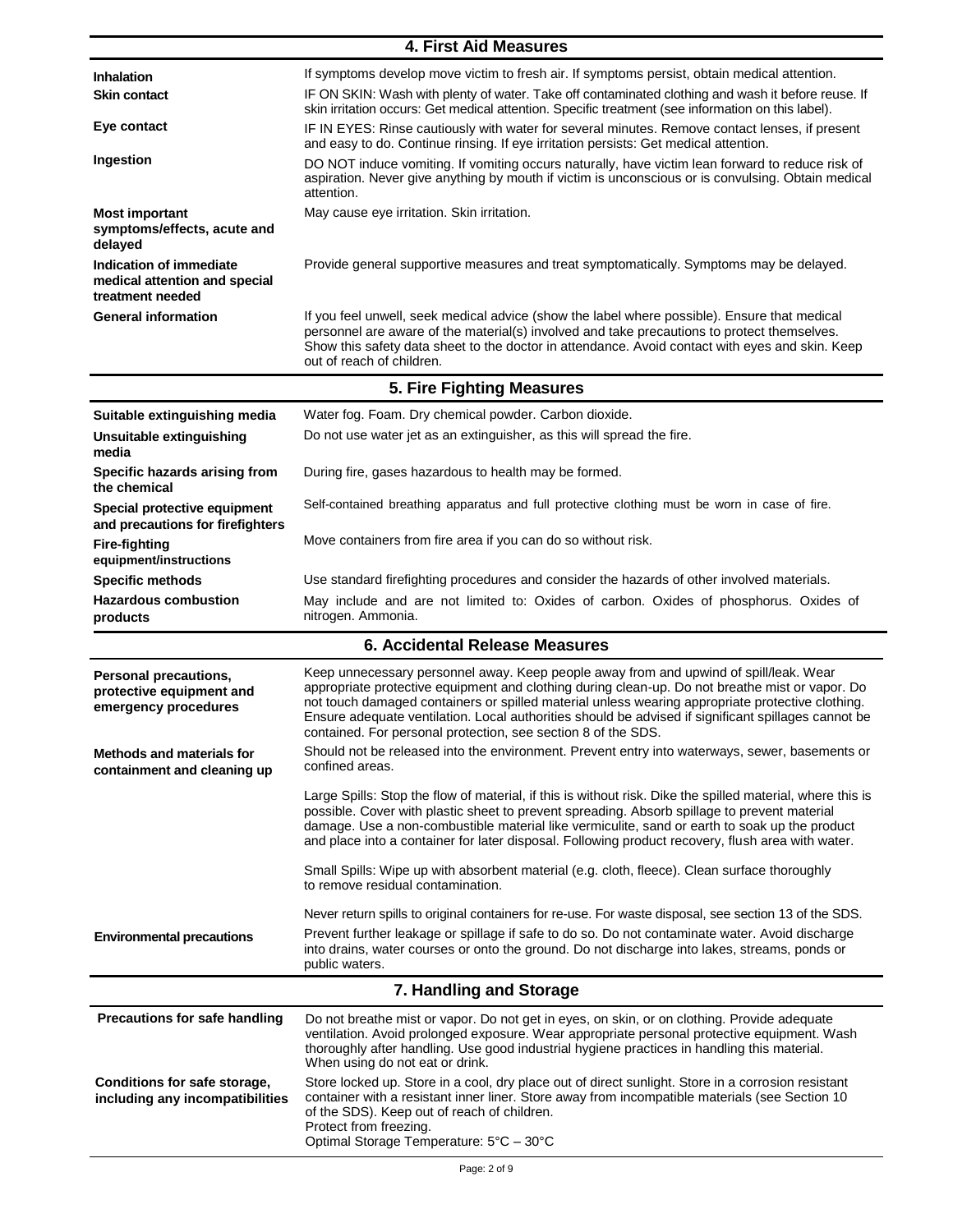## 4. First Aid Measures

| | |
|---|---|
| **Inhalation** | If symptoms develop move victim to fresh air. If symptoms persist, obtain medical attention. |
| **Skin contact** | IF ON SKIN: Wash with plenty of water. Take off contaminated clothing and wash it before reuse. If skin irritation occurs: Get medical attention. Specific treatment (see information on this label). |
| **Eye contact** | IF IN EYES: Rinse cautiously with water for several minutes. Remove contact lenses, if present and easy to do. Continue rinsing. If eye irritation persists: Get medical attention. |
| **Ingestion** | DO NOT induce vomiting. If vomiting occurs naturally, have victim lean forward to reduce risk of aspiration. Never give anything by mouth if victim is unconscious or is convulsing. Obtain medical attention. |
| **Most important symptoms/effects, acute and delayed** | May cause eye irritation. Skin irritation. |
| **Indication of immediate medical attention and special treatment needed** | Provide general supportive measures and treat symptomatically. Symptoms may be delayed. |
| **General information** | If you feel unwell, seek medical advice (show the label where possible). Ensure that medical personnel are aware of the material(s) involved and take precautions to protect themselves. Show this safety data sheet to the doctor in attendance. Avoid contact with eyes and skin. Keep out of reach of children. |

## 5. Fire Fighting Measures

| | |
|---|---|
| **Suitable extinguishing media** | Water fog. Foam. Dry chemical powder. Carbon dioxide. |
| **Unsuitable extinguishing media** | Do not use water jet as an extinguisher, as this will spread the fire. |
| **Specific hazards arising from the chemical** | During fire, gases hazardous to health may be formed. |
| **Special protective equipment and precautions for firefighters** | Self-contained breathing apparatus and full protective clothing must be worn in case of fire. |
| **Fire-fighting equipment/instructions** | Move containers from fire area if you can do so without risk. |
| **Specific methods** | Use standard firefighting procedures and consider the hazards of other involved materials. |
| **Hazardous combustion products** | May include and are not limited to: Oxides of carbon. Oxides of phosphorus. Oxides of nitrogen. Ammonia. |

## 6. Accidental Release Measures

| | |
|---|---|
| **Personal precautions, protective equipment and emergency procedures** | Keep unnecessary personnel away. Keep people away from and upwind of spill/leak. Wear appropriate protective equipment and clothing during clean-up. Do not breathe mist or vapor. Do not touch damaged containers or spilled material unless wearing appropriate protective clothing. Ensure adequate ventilation. Local authorities should be advised if significant spillages cannot be contained. For personal protection, see section 8 of the SDS. |
| **Methods and materials for containment and cleaning up** | Should not be released into the environment. Prevent entry into waterways, sewer, basements or confined areas.<br><br>Large Spills: Stop the flow of material, if this is without risk. Dike the spilled material, where this is possible. Cover with plastic sheet to prevent spreading. Absorb spillage to prevent material damage. Use a non-combustible material like vermiculite, sand or earth to soak up the product and place into a container for later disposal. Following product recovery, flush area with water.<br><br>Small Spills: Wipe up with absorbent material (e.g. cloth, fleece). Clean surface thoroughly to remove residual contamination.<br><br>Never return spills to original containers for re-use. For waste disposal, see section 13 of the SDS. |
| **Environmental precautions** | Prevent further leakage or spillage if safe to do so. Do not contaminate water. Avoid discharge into drains, water courses or onto the ground. Do not discharge into lakes, streams, ponds or public waters. |

## 7. Handling and Storage

| | |
|---|---|
| **Precautions for safe handling** | Do not breathe mist or vapor. Do not get in eyes, on skin, or on clothing. Provide adequate ventilation. Avoid prolonged exposure. Wear appropriate personal protective equipment. Wash thoroughly after handling. Use good industrial hygiene practices in handling this material. When using do not eat or drink. |
| **Conditions for safe storage, including any incompatibilities** | Store locked up. Store in a cool, dry place out of direct sunlight. Store in a corrosion resistant container with a resistant inner liner. Store away from incompatible materials (see Section 10 of the SDS). Keep out of reach of children.<br>Protect from freezing.<br>Optimal Storage Temperature: 5°C – 30°C |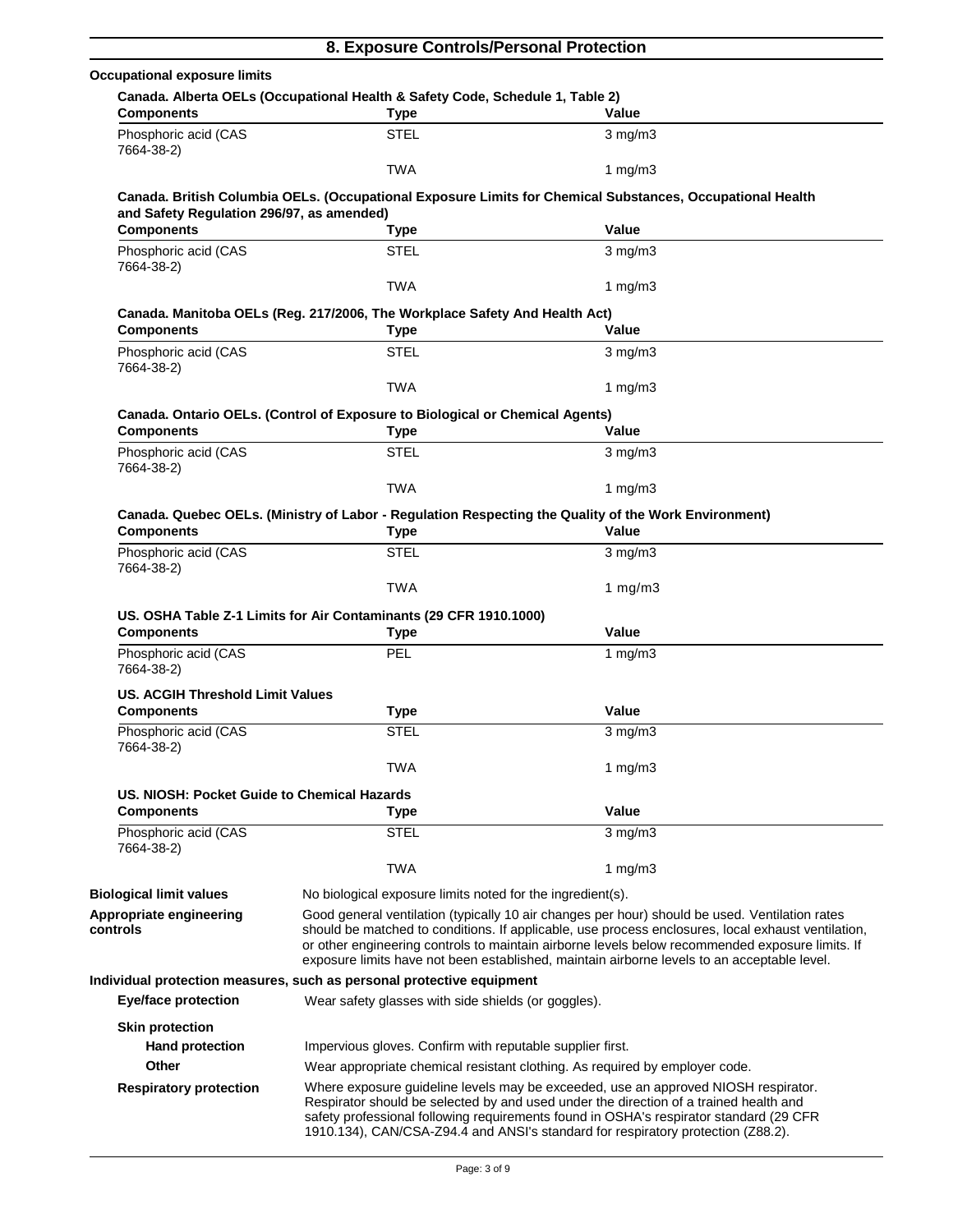## 8. Exposure Controls/Personal Protection

**Occupational exposure limits**

**Canada. Alberta OELs (Occupational Health & Safety Code, Schedule 1, Table 2)**

| Components | Type | Value |
|---|---|---|
| Phosphoric acid (CAS 7664-38-2) | STEL | 3 mg/m3 |
| | TWA | 1 mg/m3 |

**Canada. British Columbia OELs. (Occupational Exposure Limits for Chemical Substances, Occupational Health and Safety Regulation 296/97, as amended)**

| Components | Type | Value |
|---|---|---|
| Phosphoric acid (CAS 7664-38-2) | STEL | 3 mg/m3 |
| | TWA | 1 mg/m3 |

**Canada. Manitoba OELs (Reg. 217/2006, The Workplace Safety And Health Act)**

| Components | Type | Value |
|---|---|---|
| Phosphoric acid (CAS 7664-38-2) | STEL | 3 mg/m3 |
| | TWA | 1 mg/m3 |

**Canada. Ontario OELs. (Control of Exposure to Biological or Chemical Agents)**

| Components | Type | Value |
|---|---|---|
| Phosphoric acid (CAS 7664-38-2) | STEL | 3 mg/m3 |
| | TWA | 1 mg/m3 |

**Canada. Quebec OELs. (Ministry of Labor - Regulation Respecting the Quality of the Work Environment)**

| Components | Type | Value |
|---|---|---|
| Phosphoric acid (CAS 7664-38-2) | STEL | 3 mg/m3 |
| | TWA | 1 mg/m3 |

**US. OSHA Table Z-1 Limits for Air Contaminants (29 CFR 1910.1000)**

| Components | Type | Value |
|---|---|---|
| Phosphoric acid (CAS 7664-38-2) | PEL | 1 mg/m3 |

**US. ACGIH Threshold Limit Values**

| Components | Type | Value |
|---|---|---|
| Phosphoric acid (CAS 7664-38-2) | STEL | 3 mg/m3 |
| | TWA | 1 mg/m3 |

**US. NIOSH: Pocket Guide to Chemical Hazards**

| Components | Type | Value |
|---|---|---|
| Phosphoric acid (CAS 7664-38-2) | STEL | 3 mg/m3 |
| | TWA | 1 mg/m3 |

**Biological limit values**
No biological exposure limits noted for the ingredient(s).

**Appropriate engineering controls**
Good general ventilation (typically 10 air changes per hour) should be used. Ventilation rates should be matched to conditions. If applicable, use process enclosures, local exhaust ventilation, or other engineering controls to maintain airborne levels below recommended exposure limits. If exposure limits have not been established, maintain airborne levels to an acceptable level.

**Individual protection measures, such as personal protective equipment**

**Eye/face protection**
Wear safety glasses with side shields (or goggles).

**Skin protection**

**Hand protection**
Impervious gloves. Confirm with reputable supplier first.

**Other**
Wear appropriate chemical resistant clothing. As required by employer code.

**Respiratory protection**
Where exposure guideline levels may be exceeded, use an approved NIOSH respirator. Respirator should be selected by and used under the direction of a trained health and safety professional following requirements found in OSHA's respirator standard (29 CFR 1910.134), CAN/CSA-Z94.4 and ANSI's standard for respiratory protection (Z88.2).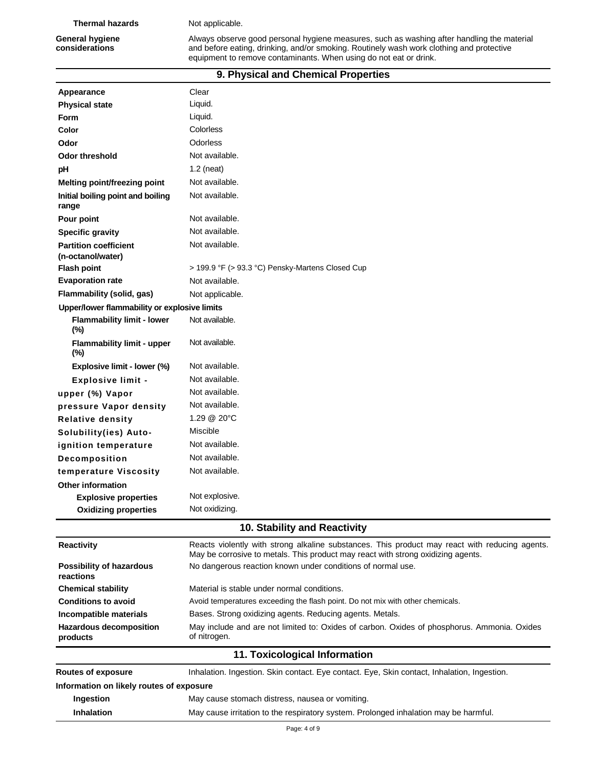| | |
|---|---|
| **Thermal hazards** | Not applicable. |
| **General hygiene considerations** | Always observe good personal hygiene measures, such as washing after handling the material and before eating, drinking, and/or smoking. Routinely wash work clothing and protective equipment to remove contaminants. When using do not eat or drink. |

## 9. Physical and Chemical Properties

| | |
|---|---|
| **Appearance** | Clear |
| **Physical state** | Liquid. |
| **Form** | Liquid. |
| **Color** | Colorless |
| **Odor** | Odorless |
| **Odor threshold** | Not available. |
| **pH** | 1.2 (neat) |
| **Melting point/freezing point** | Not available. |
| **Initial boiling point and boiling range** | Not available. |
| **Pour point** | Not available. |
| **Specific gravity** | Not available. |
| **Partition coefficient (n-octanol/water)** | Not available. |
| **Flash point** | > 199.9 °F (> 93.3 °C) Pensky-Martens Closed Cup |
| **Evaporation rate** | Not available. |
| **Flammability (solid, gas)** | Not applicable. |
| **Upper/lower flammability or explosive limits** | |
| **Flammability limit - lower (%)** | Not available. |
| **Flammability limit - upper (%)** | Not available. |
| **Explosive limit - lower (%)** | Not available. |
| **Explosive limit - upper (%)** | Not available. |
| **Vapor pressure** | Not available. |
| **Vapor density** | Not available. |
| **Relative density** | 1.29 @ 20°C |
| **Solubility(ies)** | Miscible |
| **Auto-ignition temperature** | Not available. |
| **Decomposition temperature** | Not available. |
| **Viscosity** | Not available. |
| **Other information** | |
| **Explosive properties** | Not explosive. |
| **Oxidizing properties** | Not oxidizing. |

## 10. Stability and Reactivity

| | |
|---|---|
| **Reactivity** | Reacts violently with strong alkaline substances. This product may react with reducing agents. May be corrosive to metals. This product may react with strong oxidizing agents. |
| **Possibility of hazardous reactions** | No dangerous reaction known under conditions of normal use. |
| **Chemical stability** | Material is stable under normal conditions. |
| **Conditions to avoid** | Avoid temperatures exceeding the flash point. Do not mix with other chemicals. |
| **Incompatible materials** | Bases. Strong oxidizing agents. Reducing agents. Metals. |
| **Hazardous decomposition products** | May include and are not limited to: Oxides of carbon. Oxides of phosphorus. Ammonia. Oxides of nitrogen. |

## 11. Toxicological Information

| | |
|---|---|
| **Routes of exposure** | Inhalation. Ingestion. Skin contact. Eye contact. Eye, Skin contact, Inhalation, Ingestion. |
| **Information on likely routes of exposure** | |
| **Ingestion** | May cause stomach distress, nausea or vomiting. |
| **Inhalation** | May cause irritation to the respiratory system. Prolonged inhalation may be harmful. |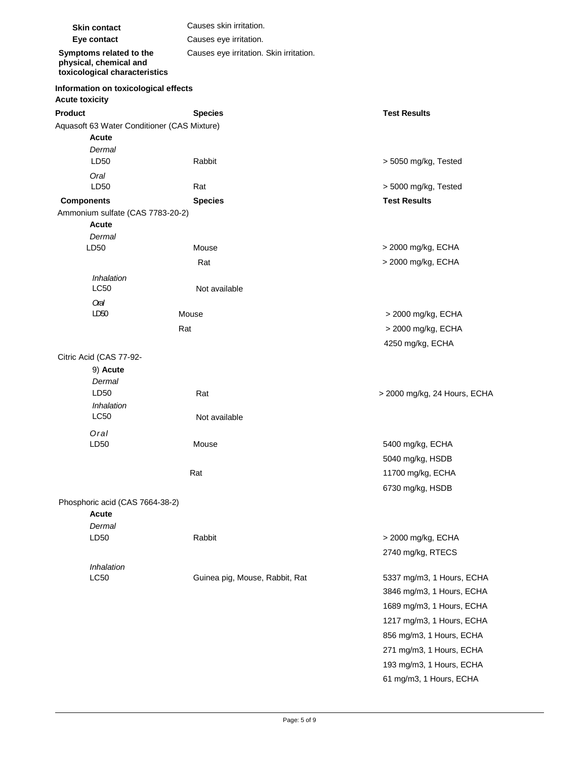| | |
|---|---|
| **Skin contact** | Causes skin irritation. |
| **Eye contact** | Causes eye irritation. |
| **Symptoms related to the physical, chemical and toxicological characteristics** | Causes eye irritation. Skin irritation. |

**Information on toxicological effects**

**Acute toxicity**

| **Product** | **Species** | **Test Results** |
|---|---|---|
| Aquasoft 63 Water Conditioner (CAS Mixture) | | |
| **Acute** | | |
| *Dermal* | | |
| LD50 | Rabbit | > 5050 mg/kg, Tested |
| *Oral* | | |
| LD50 | Rat | > 5000 mg/kg, Tested |
| **Components** | **Species** | **Test Results** |
| Ammonium sulfate (CAS 7783-20-2) | | |
| **Acute** | | |
| *Dermal* | | |
| LD50 | Mouse | > 2000 mg/kg, ECHA |
| | Rat | > 2000 mg/kg, ECHA |
| *Inhalation* | | |
| LC50 | Not available | |
| *Oral* | | |
| LD50 | Mouse | > 2000 mg/kg, ECHA |
| | Rat | > 2000 mg/kg, ECHA |
| | | 4250 mg/kg, ECHA |
| Citric Acid (CAS 77-92-9) | | |
| **Acute** | | |
| *Dermal* | | |
| LD50 | Rat | > 2000 mg/kg, 24 Hours, ECHA |
| *Inhalation* | | |
| LC50 | Not available | |
| *Oral* | | |
| LD50 | Mouse | 5400 mg/kg, ECHA |
| | | 5040 mg/kg, HSDB |
| | Rat | 11700 mg/kg, ECHA |
| | | 6730 mg/kg, HSDB |
| Phosphoric acid (CAS 7664-38-2) | | |
| **Acute** | | |
| *Dermal* | | |
| LD50 | Rabbit | > 2000 mg/kg, ECHA |
| | | 2740 mg/kg, RTECS |
| *Inhalation* | | |
| LC50 | Guinea pig, Mouse, Rabbit, Rat | 5337 mg/m3, 1 Hours, ECHA |
| | | 3846 mg/m3, 1 Hours, ECHA |
| | | 1689 mg/m3, 1 Hours, ECHA |
| | | 1217 mg/m3, 1 Hours, ECHA |
| | | 856 mg/m3, 1 Hours, ECHA |
| | | 271 mg/m3, 1 Hours, ECHA |
| | | 193 mg/m3, 1 Hours, ECHA |
| | | 61 mg/m3, 1 Hours, ECHA |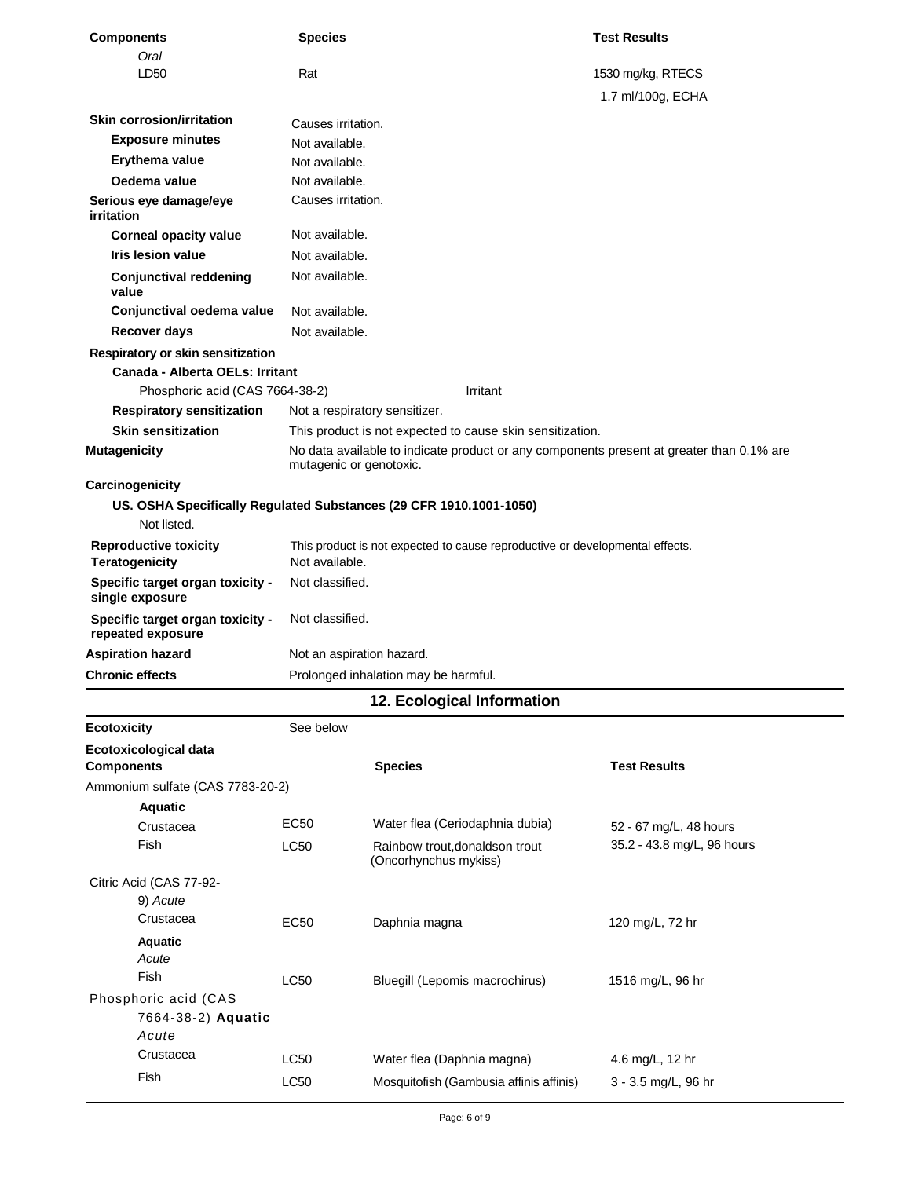| Components | Species | Test Results |
|---|---|---|
| *Oral* | | |
| LD50 | Rat | 1530 mg/kg, RTECS |
| | | 1.7 ml/100g, ECHA |

**Skin corrosion/irritation** Causes irritation.

**Exposure minutes** Not available.

**Erythema value** Not available.

**Oedema value** Not available.

**Serious eye damage/eye irritation** Causes irritation.

**Corneal opacity value** Not available.

**Iris lesion value** Not available.

**Conjunctival reddening value** Not available.

**Conjunctival oedema value** Not available.

**Recover days** Not available.

**Respiratory or skin sensitization**

**Canada - Alberta OELs: Irritant**

Phosphoric acid (CAS 7664-38-2) Irritant

**Respiratory sensitization** Not a respiratory sensitizer.

**Skin sensitization** This product is not expected to cause skin sensitization.

**Mutagenicity** No data available to indicate product or any components present at greater than 0.1% are mutagenic or genotoxic.

**Carcinogenicity**

**US. OSHA Specifically Regulated Substances (29 CFR 1910.1001-1050)**

Not listed.

**Reproductive toxicity** This product is not expected to cause reproductive or developmental effects.

**Teratogenicity** Not available.

**Specific target organ toxicity - single exposure** Not classified.

**Specific target organ toxicity - repeated exposure** Not classified.

**Aspiration hazard** Not an aspiration hazard.

**Chronic effects** Prolonged inhalation may be harmful.

## 12. Ecological Information

**Ecotoxicity** See below

**Ecotoxicological data**

| Components | | Species | Test Results |
|---|---|---|---|
| Ammonium sulfate (CAS 7783-20-2) | | | |
| **Aquatic** | | | |
| Crustacea | EC50 | Water flea (Ceriodaphnia dubia) | 52 - 67 mg/L, 48 hours |
| Fish | LC50 | Rainbow trout,donaldson trout (Oncorhynchus mykiss) | 35.2 - 43.8 mg/L, 96 hours |
| Citric Acid (CAS 77-92-9) *Acute* | | | |
| Crustacea | EC50 | Daphnia magna | 120 mg/L, 72 hr |
| **Aquatic** *Acute* | | | |
| Fish | LC50 | Bluegill (Lepomis macrochirus) | 1516 mg/L, 96 hr |
| Phosphoric acid (CAS 7664-38-2) **Aquatic** *Acute* | | | |
| Crustacea | LC50 | Water flea (Daphnia magna) | 4.6 mg/L, 12 hr |
| Fish | LC50 | Mosquitofish (Gambusia affinis affinis) | 3 - 3.5 mg/L, 96 hr |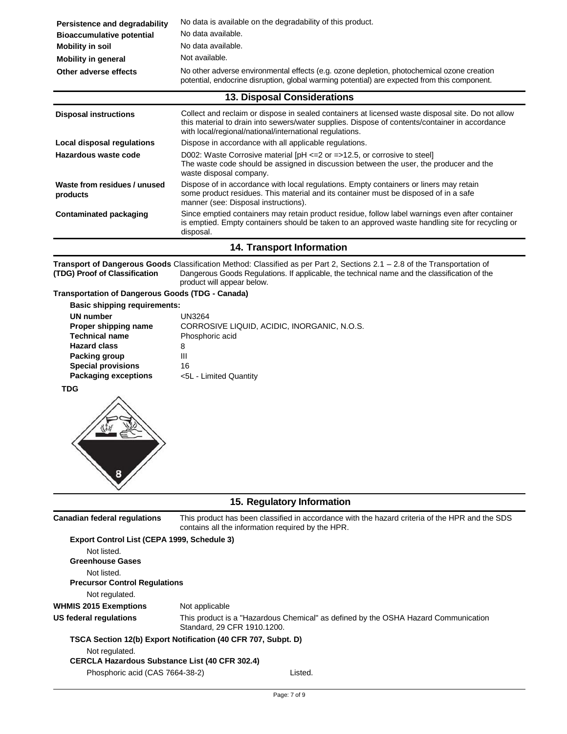| | |
|---|---|
| **Persistence and degradability** | No data is available on the degradability of this product. |
| **Bioaccumulative potential** | No data available. |
| **Mobility in soil** | No data available. |
| **Mobility in general** | Not available. |
| **Other adverse effects** | No other adverse environmental effects (e.g. ozone depletion, photochemical ozone creation potential, endocrine disruption, global warming potential) are expected from this component. |

## 13. Disposal Considerations

| | |
|---|---|
| **Disposal instructions** | Collect and reclaim or dispose in sealed containers at licensed waste disposal site. Do not allow this material to drain into sewers/water supplies. Dispose of contents/container in accordance with local/regional/national/international regulations. |
| **Local disposal regulations** | Dispose in accordance with all applicable regulations. |
| **Hazardous waste code** | D002: Waste Corrosive material [pH <=2 or =>12.5, or corrosive to steel]<br>The waste code should be assigned in discussion between the user, the producer and the waste disposal company. |
| **Waste from residues / unused products** | Dispose of in accordance with local regulations. Empty containers or liners may retain some product residues. This material and its container must be disposed of in a safe manner (see: Disposal instructions). |
| **Contaminated packaging** | Since emptied containers may retain product residue, follow label warnings even after container is emptied. Empty containers should be taken to an approved waste handling site for recycling or disposal. |

## 14. Transport Information

**Transport of Dangerous Goods (TDG) Proof of Classification** Classification Method: Classified as per Part 2, Sections 2.1 – 2.8 of the Transportation of Dangerous Goods Regulations. If applicable, the technical name and the classification of the product will appear below.

**Transportation of Dangerous Goods (TDG - Canada)**

**Basic shipping requirements:**

| | |
|---|---|
| **UN number** | UN3264 |
| **Proper shipping name** | CORROSIVE LIQUID, ACIDIC, INORGANIC, N.O.S. |
| **Technical name** | Phosphoric acid |
| **Hazard class** | 8 |
| **Packing group** | III |
| **Special provisions** | 16 |
| **Packaging exceptions** | <5L - Limited Quantity |

**TDG**

## 15. Regulatory Information

**Canadian federal regulations** This product has been classified in accordance with the hazard criteria of the HPR and the SDS contains all the information required by the HPR.

**Export Control List (CEPA 1999, Schedule 3)**

Not listed.

**Greenhouse Gases**

Not listed.

**Precursor Control Regulations**

Not regulated.

**WHMIS 2015 Exemptions** Not applicable

**US federal regulations** This product is a "Hazardous Chemical" as defined by the OSHA Hazard Communication Standard, 29 CFR 1910.1200.

**TSCA Section 12(b) Export Notification (40 CFR 707, Subpt. D)**

Not regulated.

**CERCLA Hazardous Substance List (40 CFR 302.4)**

| | |
|---|---|
| Phosphoric acid (CAS 7664-38-2) | Listed. |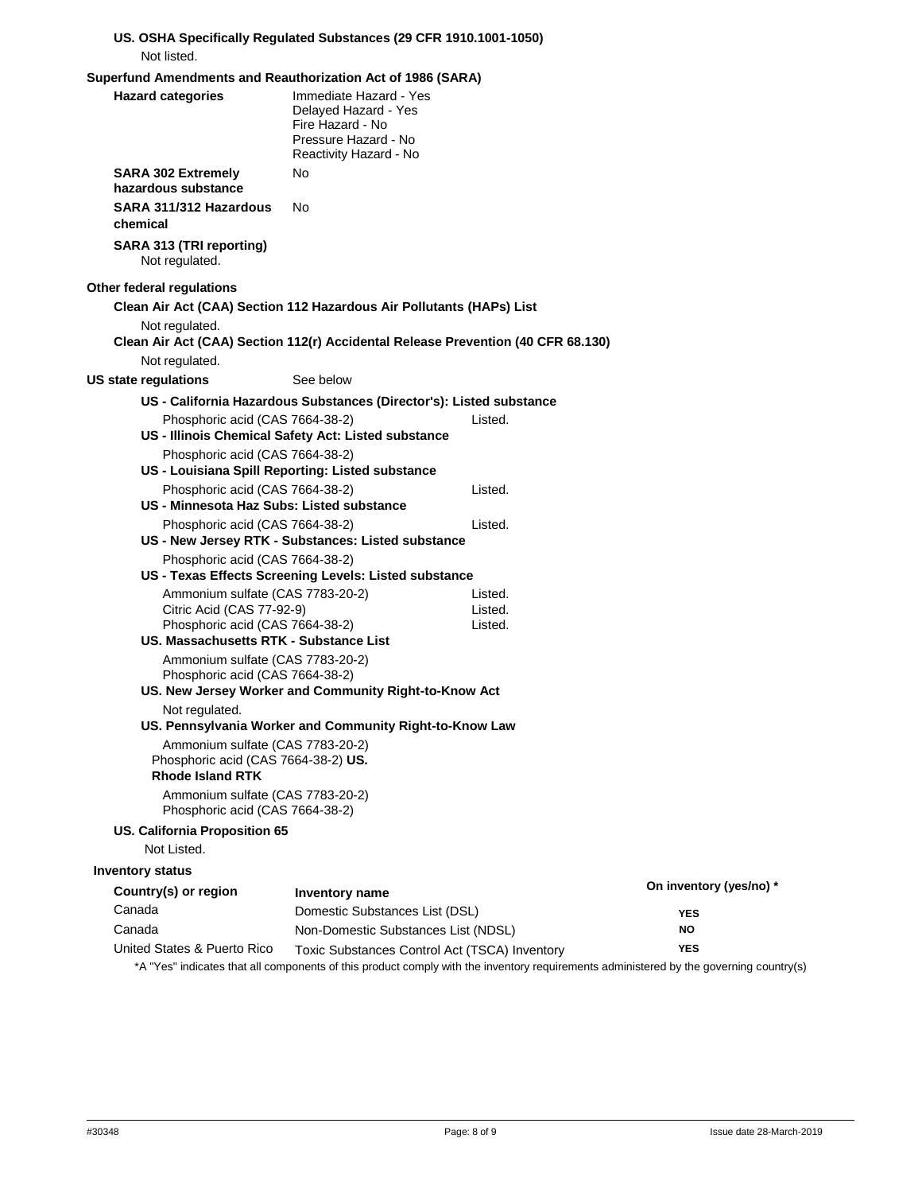**US. OSHA Specifically Regulated Substances (29 CFR 1910.1001-1050)**

Not listed.

**Superfund Amendments and Reauthorization Act of 1986 (SARA)**

**Hazard categories**
Immediate Hazard - Yes
Delayed Hazard - Yes
Fire Hazard - No
Pressure Hazard - No
Reactivity Hazard - No

**SARA 302 Extremely hazardous substance** No

**SARA 311/312 Hazardous chemical** No

**SARA 313 (TRI reporting)**

Not regulated.

**Other federal regulations**

**Clean Air Act (CAA) Section 112 Hazardous Air Pollutants (HAPs) List**

Not regulated.

**Clean Air Act (CAA) Section 112(r) Accidental Release Prevention (40 CFR 68.130)**

Not regulated.

**US state regulations** See below

**US - California Hazardous Substances (Director's): Listed substance**

Phosphoric acid (CAS 7664-38-2) Listed.

**US - Illinois Chemical Safety Act: Listed substance**

Phosphoric acid (CAS 7664-38-2)

**US - Louisiana Spill Reporting: Listed substance**

Phosphoric acid (CAS 7664-38-2) Listed.

**US - Minnesota Haz Subs: Listed substance**

Phosphoric acid (CAS 7664-38-2) Listed.

**US - New Jersey RTK - Substances: Listed substance**

Phosphoric acid (CAS 7664-38-2)

**US - Texas Effects Screening Levels: Listed substance**

Ammonium sulfate (CAS 7783-20-2) Listed.
Citric Acid (CAS 77-92-9) Listed.
Phosphoric acid (CAS 7664-38-2) Listed.

**US. Massachusetts RTK - Substance List**

Ammonium sulfate (CAS 7783-20-2)
Phosphoric acid (CAS 7664-38-2)

**US. New Jersey Worker and Community Right-to-Know Act**

Not regulated.

**US. Pennsylvania Worker and Community Right-to-Know Law**

Ammonium sulfate (CAS 7783-20-2)
Phosphoric acid (CAS 7664-38-2)

**US. Rhode Island RTK**

Ammonium sulfate (CAS 7783-20-2)
Phosphoric acid (CAS 7664-38-2)

**US. California Proposition 65**

Not Listed.

**Inventory status**

| Country(s) or region | Inventory name | On inventory (yes/no) * |
|---|---|---|
| Canada | Domestic Substances List (DSL) | YES |
| Canada | Non-Domestic Substances List (NDSL) | NO |
| United States & Puerto Rico | Toxic Substances Control Act (TSCA) Inventory | YES |

*A "Yes" indicates that all components of this product comply with the inventory requirements administered by the governing country(s)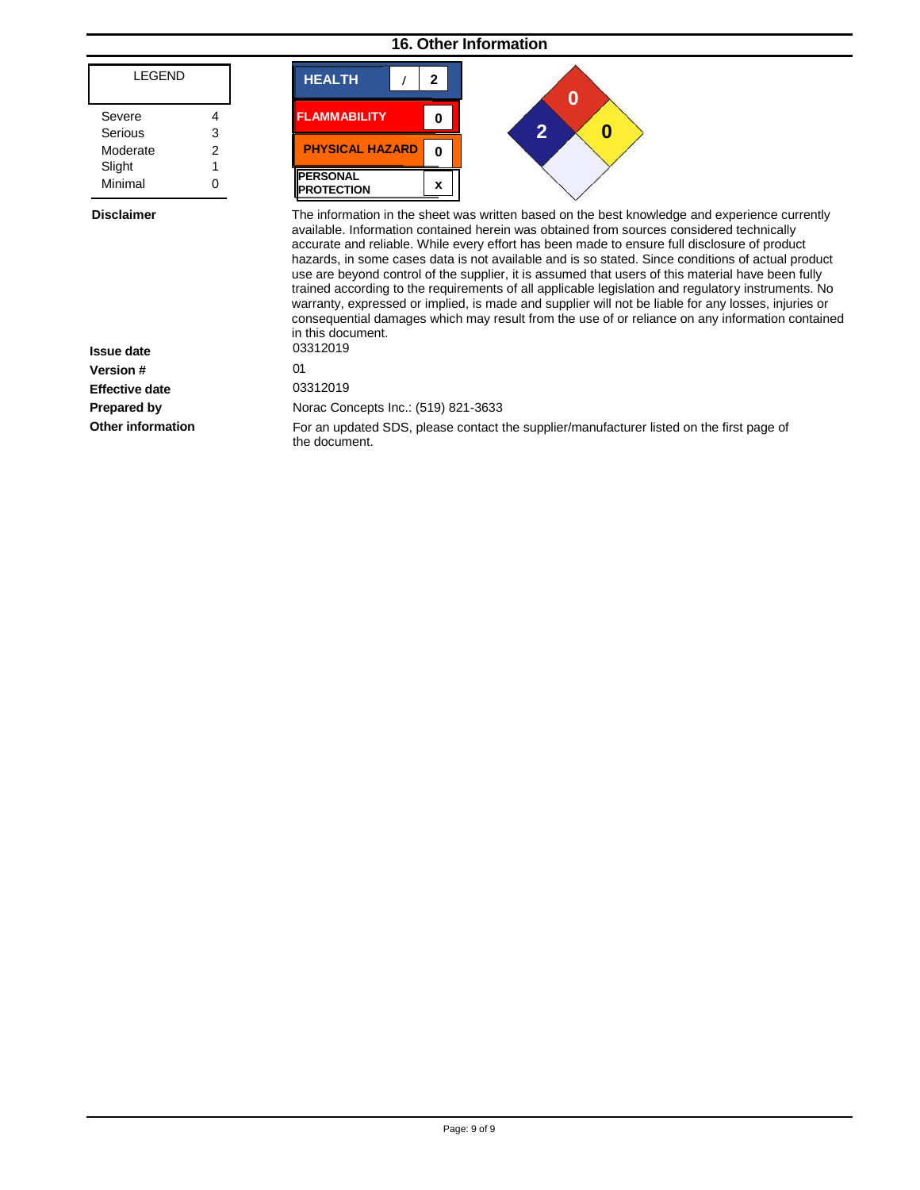## 16. Other Information

| LEGEND | |
|---|---|
| Severe | 4 |
| Serious | 3 |
| Moderate | 2 |
| Slight | 1 |
| Minimal | 0 |

| | |
|---|---|
| HEALTH | / 2 |
| FLAMMABILITY | 0 |
| PHYSICAL HAZARD | 0 |
| PERSONAL PROTECTION | x |

0
2
0

**Disclaimer**

The information in the sheet was written based on the best knowledge and experience currently available. Information contained herein was obtained from sources considered technically accurate and reliable. While every effort has been made to ensure full disclosure of product hazards, in some cases data is not available and is so stated. Since conditions of actual product use are beyond control of the supplier, it is assumed that users of this material have been fully trained according to the requirements of all applicable legislation and regulatory instruments. No warranty, expressed or implied, is made and supplier will not be liable for any losses, injuries or consequential damages which may result from the use of or reliance on any information contained in this document.

**Issue date** 03312019

**Version #** 01

**Effective date** 03312019

**Prepared by** Norac Concepts Inc.: (519) 821-3633

**Other information** For an updated SDS, please contact the supplier/manufacturer listed on the first page of the document.